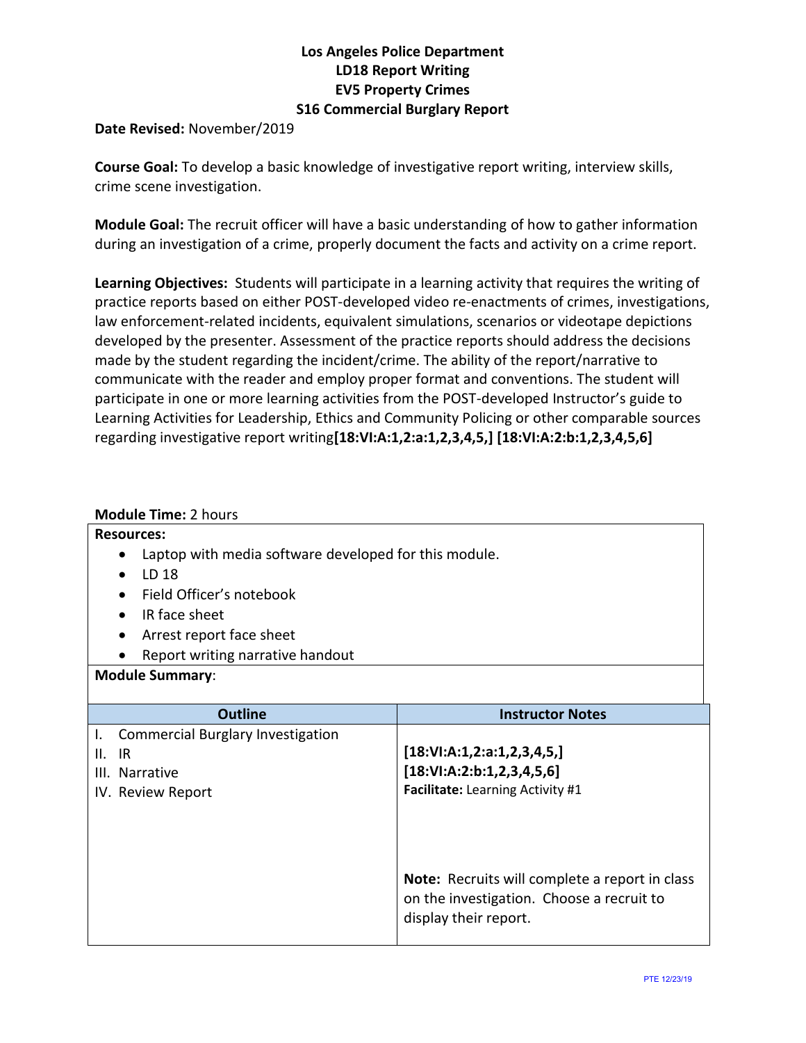# Los Angeles Police Department
## LD18 Report Writing
## EV5 Property Crimes
## S16 Commercial Burglary Report

**Date Revised:** November/2019

**Course Goal:** To develop a basic knowledge of investigative report writing, interview skills, crime scene investigation.

**Module Goal:** The recruit officer will have a basic understanding of how to gather information during an investigation of a crime, properly document the facts and activity on a crime report.

**Learning Objectives:** Students will participate in a learning activity that requires the writing of practice reports based on either POST-developed video re-enactments of crimes, investigations, law enforcement-related incidents, equivalent simulations, scenarios or videotape depictions developed by the presenter. Assessment of the practice reports should address the decisions made by the student regarding the incident/crime. The ability of the report/narrative to communicate with the reader and employ proper format and conventions. The student will participate in one or more learning activities from the POST-developed Instructor's guide to Learning Activities for Leadership, Ethics and Community Policing or other comparable sources regarding investigative report writing**[18:VI:A:1,2:a:1,2,3,4,5,] [18:VI:A:2:b:1,2,3,4,5,6]**

**Module Time:** 2 hours

**Resources:**

- Laptop with media software developed for this module.
- LD 18
- Field Officer's notebook
- IR face sheet
- Arrest report face sheet
- Report writing narrative handout

**Module Summary**:

| Outline | Instructor Notes |
|---|---|
| I. Commercial Burglary Investigation<br>II. IR<br>III. Narrative<br>IV. Review Report | **[18:VI:A:1,2:a:1,2,3,4,5,]**<br>**[18:VI:A:2:b:1,2,3,4,5,6]**<br>**Facilitate:** Learning Activity #1<br><br>**Note:** Recruits will complete a report in class on the investigation. Choose a recruit to display their report. |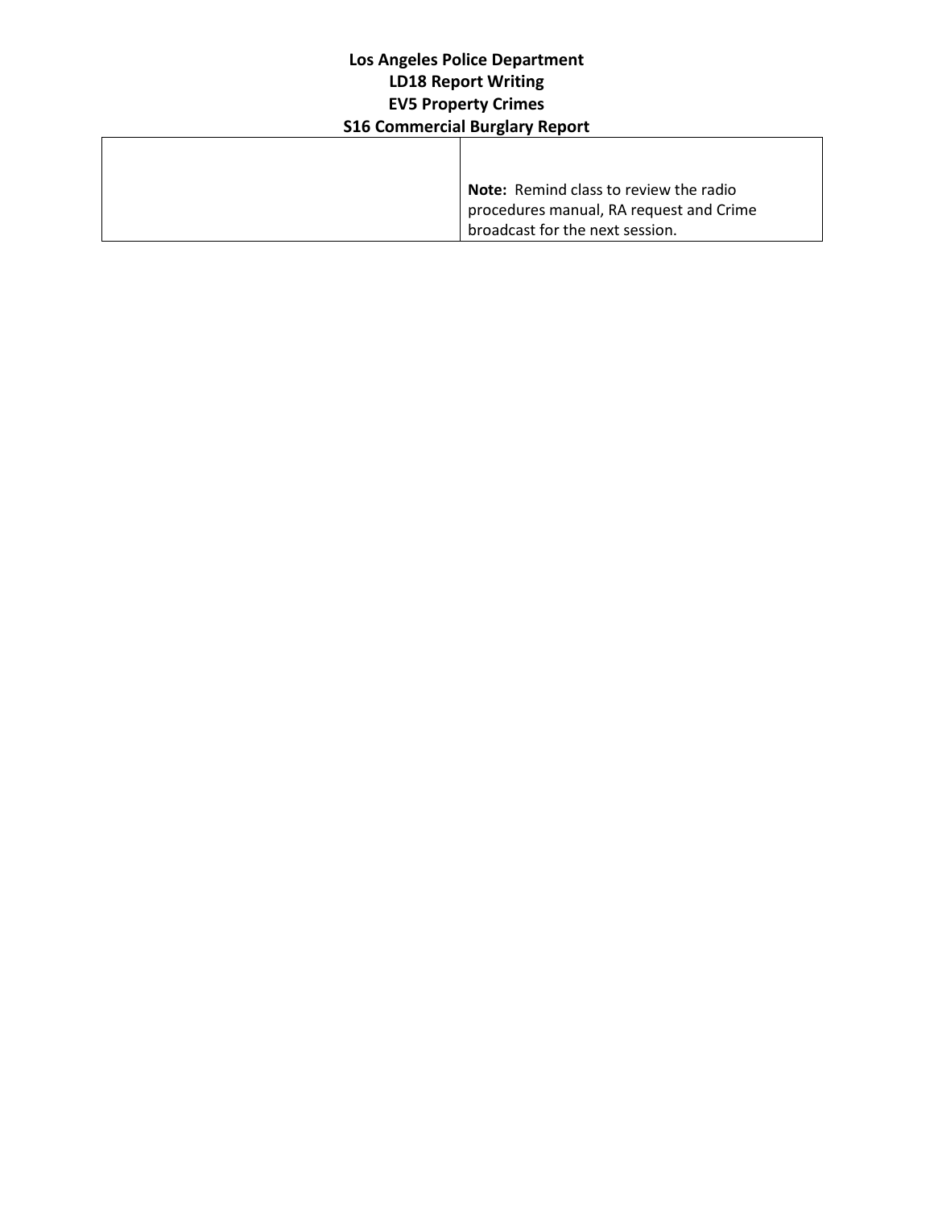| | |
|---|---|
| | **Note:** Remind class to review the radio procedures manual, RA request and Crime broadcast for the next session. |